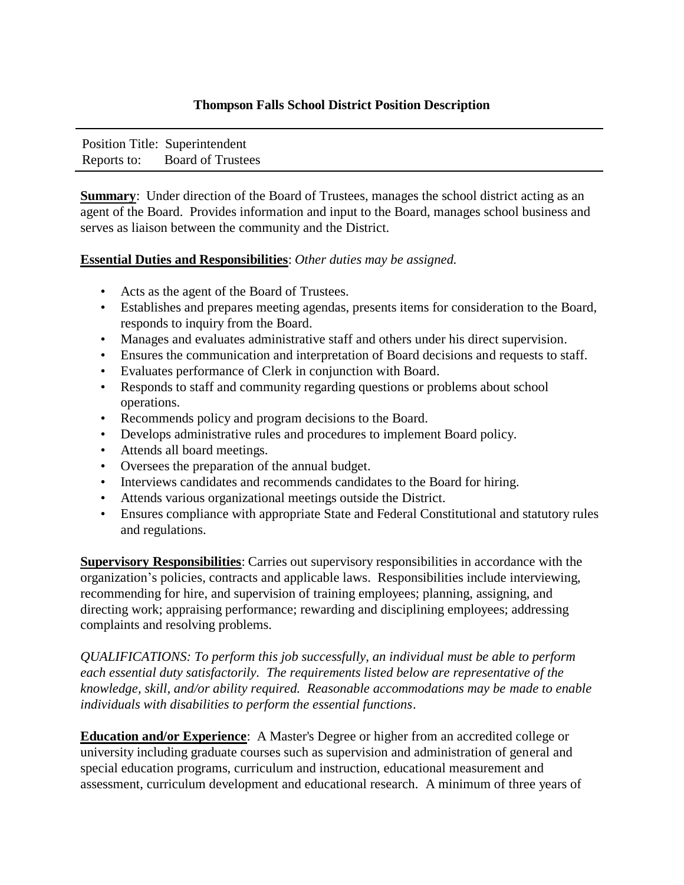# Thompson Falls School District Position Description

Position Title: Superintendent
Reports to: Board of Trustees

**Summary**: Under direction of the Board of Trustees, manages the school district acting as an agent of the Board. Provides information and input to the Board, manages school business and serves as liaison between the community and the District.

**Essential Duties and Responsibilities**: *Other duties may be assigned.*

- Acts as the agent of the Board of Trustees.
- Establishes and prepares meeting agendas, presents items for consideration to the Board, responds to inquiry from the Board.
- Manages and evaluates administrative staff and others under his direct supervision.
- Ensures the communication and interpretation of Board decisions and requests to staff.
- Evaluates performance of Clerk in conjunction with Board.
- Responds to staff and community regarding questions or problems about school operations.
- Recommends policy and program decisions to the Board.
- Develops administrative rules and procedures to implement Board policy.
- Attends all board meetings.
- Oversees the preparation of the annual budget.
- Interviews candidates and recommends candidates to the Board for hiring.
- Attends various organizational meetings outside the District.
- Ensures compliance with appropriate State and Federal Constitutional and statutory rules and regulations.

**Supervisory Responsibilities**: Carries out supervisory responsibilities in accordance with the organization's policies, contracts and applicable laws. Responsibilities include interviewing, recommending for hire, and supervision of training employees; planning, assigning, and directing work; appraising performance; rewarding and disciplining employees; addressing complaints and resolving problems.

*QUALIFICATIONS: To perform this job successfully, an individual must be able to perform each essential duty satisfactorily. The requirements listed below are representative of the knowledge, skill, and/or ability required. Reasonable accommodations may be made to enable individuals with disabilities to perform the essential functions*.

**Education and/or Experience**: A Master's Degree or higher from an accredited college or university including graduate courses such as supervision and administration of general and special education programs, curriculum and instruction, educational measurement and assessment, curriculum development and educational research. A minimum of three years of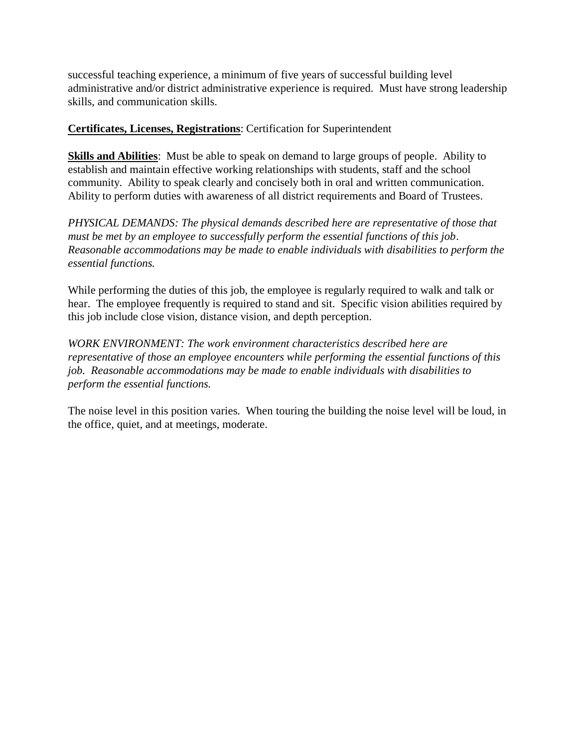successful teaching experience, a minimum of five years of successful building level administrative and/or district administrative experience is required. Must have strong leadership skills, and communication skills.

**Certificates, Licenses, Registrations**: Certification for Superintendent

**Skills and Abilities**: Must be able to speak on demand to large groups of people. Ability to establish and maintain effective working relationships with students, staff and the school community. Ability to speak clearly and concisely both in oral and written communication. Ability to perform duties with awareness of all district requirements and Board of Trustees.

*PHYSICAL DEMANDS: The physical demands described here are representative of those that must be met by an employee to successfully perform the essential functions of this job. Reasonable accommodations may be made to enable individuals with disabilities to perform the essential functions.*

While performing the duties of this job, the employee is regularly required to walk and talk or hear. The employee frequently is required to stand and sit. Specific vision abilities required by this job include close vision, distance vision, and depth perception.

*WORK ENVIRONMENT: The work environment characteristics described here are representative of those an employee encounters while performing the essential functions of this job. Reasonable accommodations may be made to enable individuals with disabilities to perform the essential functions.*

The noise level in this position varies. When touring the building the noise level will be loud, in the office, quiet, and at meetings, moderate.